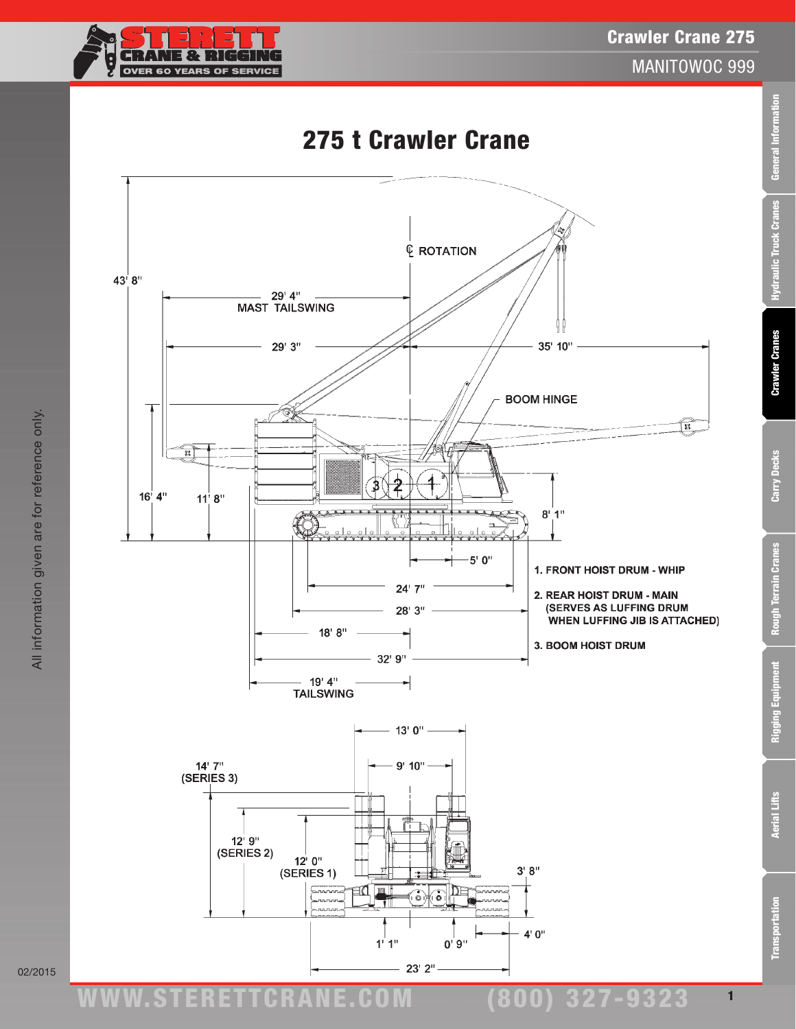# 275 t Crawler Crane

43' 8"

29' 4"
MAST TAILSWING

29' 3"

35' 10"

℄ ROTATION

BOOM HINGE

16' 4"

11' 8"

8' 1"

5' 0"

24' 7"

28' 3"

18' 8"

32' 9"

19' 4"
TAILSWING

1. FRONT HOIST DRUM - WHIP
2. REAR HOIST DRUM - MAIN (SERVES AS LUFFING DRUM WHEN LUFFING JIB IS ATTACHED)
3. BOOM HOIST DRUM

13' 0"

9' 10"

14' 7" (SERIES 3)

12' 9" (SERIES 2)

12' 0" (SERIES 1)

3' 8"

4' 0"

1' 1"

0' 9"

23' 2"

All information given are for reference only.

02/2015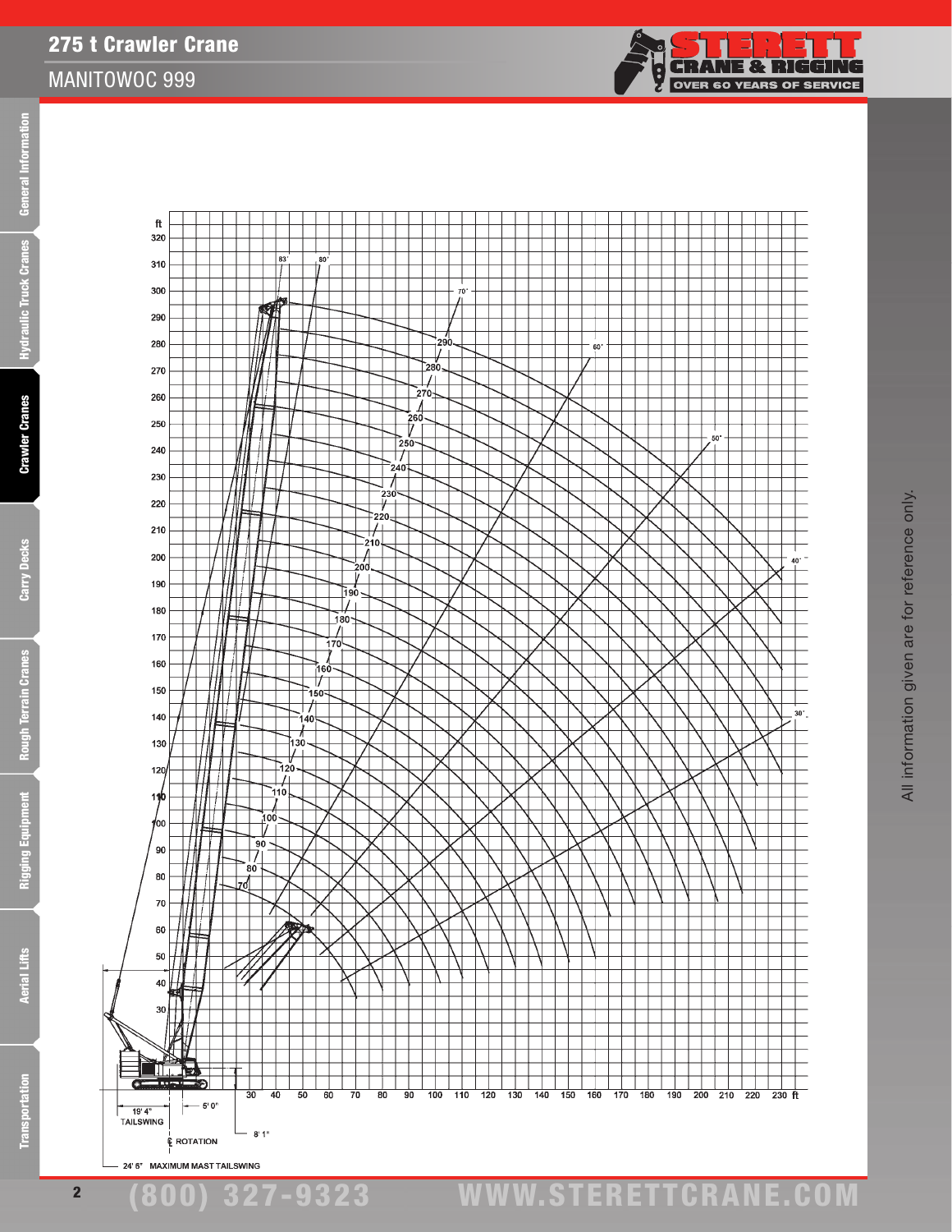# 275 t Crawler Crane

## MANITOWOC 999

ft

320
310
300
290
280
270
260
250
240
230
220
210
200
190
180
170
160
150
140
130
120
110
100
90
80
70
60
50
40
30

83' 80' 70' 60' 50' 40' 30'

290 280 270 260 250 240 230 220 210 200 190 180 170 160 150 140 130 120 110 100 90 80 70

30 40 50 60 70 80 90 100 110 120 130 140 150 160 170 180 190 200 210 220 230 ft

19' 4" TAILSWING

5' 0"

℄ ROTATION

8' 1"

24' 6" MAXIMUM MAST TAILSWING

All information given are for reference only.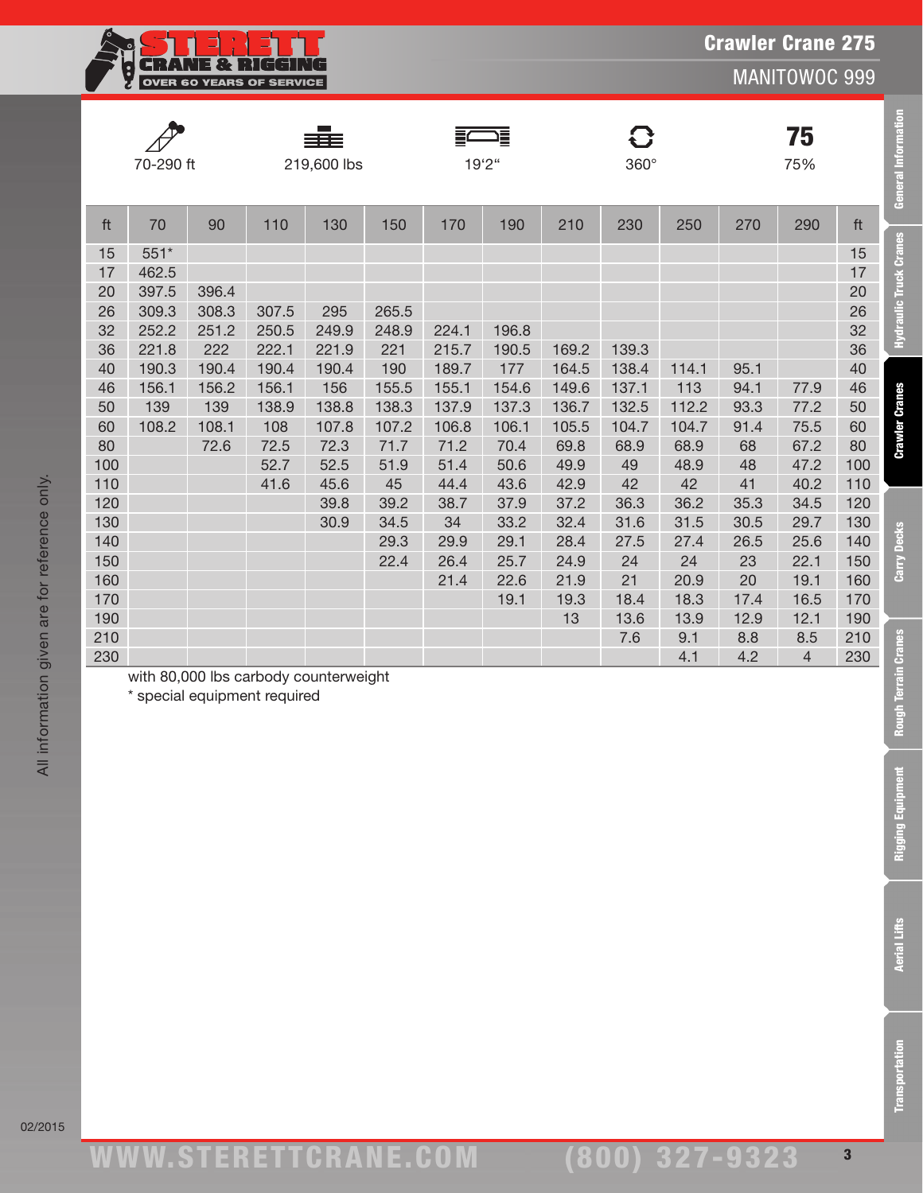# Crawler Crane 275

## MANITOWOC 999

| 70-290 ft | 219,600 lbs | 19'2" | 360° | 75% |
|---|---|---|---|---|

| ft | 70 | 90 | 110 | 130 | 150 | 170 | 190 | 210 | 230 | 250 | 270 | 290 | ft |
|---|---|---|---|---|---|---|---|---|---|---|---|---|---|
| 15 | 551* | | | | | | | | | | | | 15 |
| 17 | 462.5 | | | | | | | | | | | | 17 |
| 20 | 397.5 | 396.4 | | | | | | | | | | | 20 |
| 26 | 309.3 | 308.3 | 307.5 | 295 | 265.5 | | | | | | | | 26 |
| 32 | 252.2 | 251.2 | 250.5 | 249.9 | 248.9 | 224.1 | 196.8 | | | | | | 32 |
| 36 | 221.8 | 222 | 222.1 | 221.9 | 221 | 215.7 | 190.5 | 169.2 | 139.3 | | | | 36 |
| 40 | 190.3 | 190.4 | 190.4 | 190.4 | 190 | 189.7 | 177 | 164.5 | 138.4 | 114.1 | 95.1 | | 40 |
| 46 | 156.1 | 156.2 | 156.1 | 156 | 155.5 | 155.1 | 154.6 | 149.6 | 137.1 | 113 | 94.1 | 77.9 | 46 |
| 50 | 139 | 139 | 138.9 | 138.8 | 138.3 | 137.9 | 137.3 | 136.7 | 132.5 | 112.2 | 93.3 | 77.2 | 50 |
| 60 | 108.2 | 108.1 | 108 | 107.8 | 107.2 | 106.8 | 106.1 | 105.5 | 104.7 | 104.7 | 91.4 | 75.5 | 60 |
| 80 | | 72.6 | 72.5 | 72.3 | 71.7 | 71.2 | 70.4 | 69.8 | 68.9 | 68.9 | 68 | 67.2 | 80 |
| 100 | | | 52.7 | 52.5 | 51.9 | 51.4 | 50.6 | 49.9 | 49 | 48.9 | 48 | 47.2 | 100 |
| 110 | | | 41.6 | 45.6 | 45 | 44.4 | 43.6 | 42.9 | 42 | 42 | 41 | 40.2 | 110 |
| 120 | | | | 39.8 | 39.2 | 38.7 | 37.9 | 37.2 | 36.3 | 36.2 | 35.3 | 34.5 | 120 |
| 130 | | | | 30.9 | 34.5 | 34 | 33.2 | 32.4 | 31.6 | 31.5 | 30.5 | 29.7 | 130 |
| 140 | | | | | 29.3 | 29.9 | 29.1 | 28.4 | 27.5 | 27.4 | 26.5 | 25.6 | 140 |
| 150 | | | | | 22.4 | 26.4 | 25.7 | 24.9 | 24 | 24 | 23 | 22.1 | 150 |
| 160 | | | | | | 21.4 | 22.6 | 21.9 | 21 | 20.9 | 20 | 19.1 | 160 |
| 170 | | | | | | | 19.1 | 19.3 | 18.4 | 18.3 | 17.4 | 16.5 | 170 |
| 190 | | | | | | | | 13 | 13.6 | 13.9 | 12.9 | 12.1 | 190 |
| 210 | | | | | | | | | 7.6 | 9.1 | 8.8 | 8.5 | 210 |
| 230 | | | | | | | | | | 4.1 | 4.2 | 4 | 230 |

with 80,000 lbs carbody counterweight

* special equipment required

All information given are for reference only.

02/2015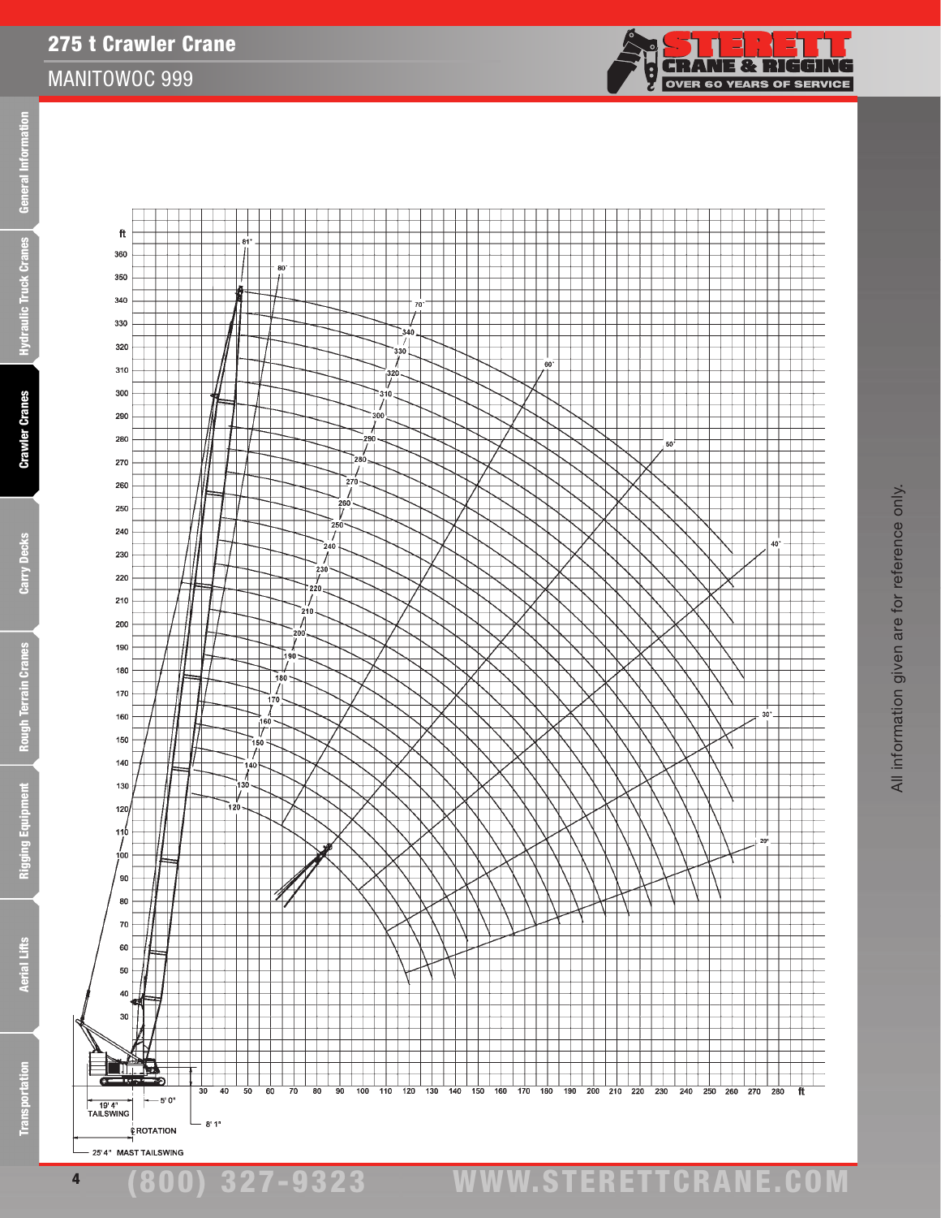# 275 t Crawler Crane

## MANITOWOC 999

ft

360
350
340
330
320
310
300
290
280
270
260
250
240
230
220
210
200
190
180
170
160
150
140
130
120
110
100
90
80
70
60
50
40
30

30 40 50 60 70 80 90 100 110 120 130 140 150 160 170 180 190 200 210 220 230 240 250 260 270 280 ft

81° 80° 70° 60° 50° 40° 30° 20°

340 330 320 310 300 290 280 270 260 250 240 230 220 210 200 190 180 170 160 150 140 130 120

19' 4" TAILSWING

5' 0"

8' 1"

℄ ROTATION

25' 4" MAST TAILSWING

All information given are for reference only.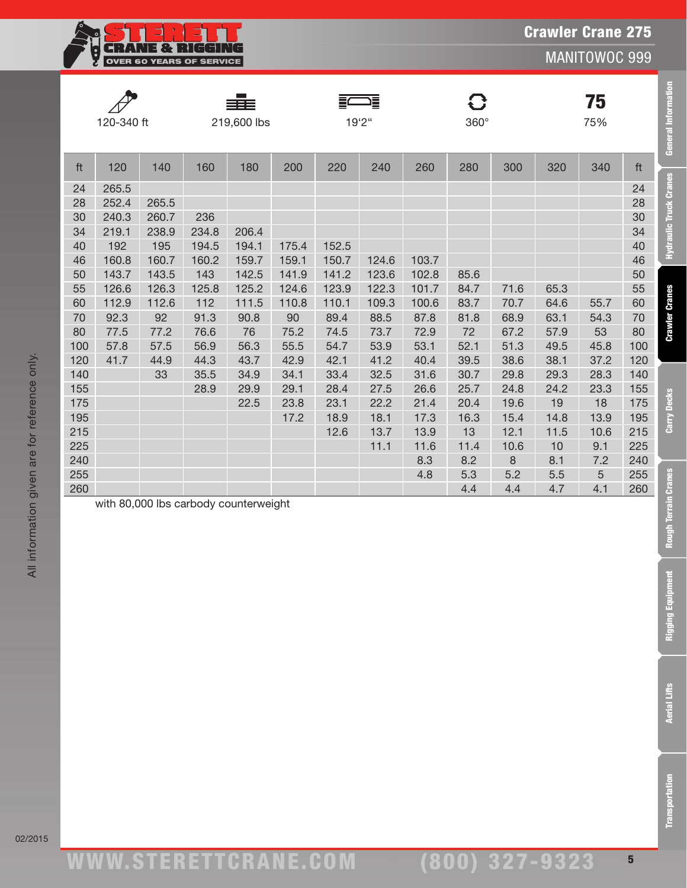# Crawler Crane 275

## MANITOWOC 999

| 120-340 ft | 219,600 lbs | 19'2" | 360° | 75% |
|---|---|---|---|---|

| ft | 120 | 140 | 160 | 180 | 200 | 220 | 240 | 260 | 280 | 300 | 320 | 340 | ft |
|---|---|---|---|---|---|---|---|---|---|---|---|---|---|
| 24 | 265.5 | | | | | | | | | | | | 24 |
| 28 | 252.4 | 265.5 | | | | | | | | | | | 28 |
| 30 | 240.3 | 260.7 | 236 | | | | | | | | | | 30 |
| 34 | 219.1 | 238.9 | 234.8 | 206.4 | | | | | | | | | 34 |
| 40 | 192 | 195 | 194.5 | 194.1 | 175.4 | 152.5 | | | | | | | 40 |
| 46 | 160.8 | 160.7 | 160.2 | 159.7 | 159.1 | 150.7 | 124.6 | 103.7 | | | | | 46 |
| 50 | 143.7 | 143.5 | 143 | 142.5 | 141.9 | 141.2 | 123.6 | 102.8 | 85.6 | | | | 50 |
| 55 | 126.6 | 126.3 | 125.8 | 125.2 | 124.6 | 123.9 | 122.3 | 101.7 | 84.7 | 71.6 | 65.3 | | 55 |
| 60 | 112.9 | 112.6 | 112 | 111.5 | 110.8 | 110.1 | 109.3 | 100.6 | 83.7 | 70.7 | 64.6 | 55.7 | 60 |
| 70 | 92.3 | 92 | 91.3 | 90.8 | 90 | 89.4 | 88.5 | 87.8 | 81.8 | 68.9 | 63.1 | 54.3 | 70 |
| 80 | 77.5 | 77.2 | 76.6 | 76 | 75.2 | 74.5 | 73.7 | 72.9 | 72 | 67.2 | 57.9 | 53 | 80 |
| 100 | 57.8 | 57.5 | 56.9 | 56.3 | 55.5 | 54.7 | 53.9 | 53.1 | 52.1 | 51.3 | 49.5 | 45.8 | 100 |
| 120 | 41.7 | 44.9 | 44.3 | 43.7 | 42.9 | 42.1 | 41.2 | 40.4 | 39.5 | 38.6 | 38.1 | 37.2 | 120 |
| 140 | | 33 | 35.5 | 34.9 | 34.1 | 33.4 | 32.5 | 31.6 | 30.7 | 29.8 | 29.3 | 28.3 | 140 |
| 155 | | | 28.9 | 29.9 | 29.1 | 28.4 | 27.5 | 26.6 | 25.7 | 24.8 | 24.2 | 23.3 | 155 |
| 175 | | | | 22.5 | 23.8 | 23.1 | 22.2 | 21.4 | 20.4 | 19.6 | 19 | 18 | 175 |
| 195 | | | | | 17.2 | 18.9 | 18.1 | 17.3 | 16.3 | 15.4 | 14.8 | 13.9 | 195 |
| 215 | | | | | | 12.6 | 13.7 | 13.9 | 13 | 12.1 | 11.5 | 10.6 | 215 |
| 225 | | | | | | | 11.1 | 11.6 | 11.4 | 10.6 | 10 | 9.1 | 225 |
| 240 | | | | | | | | 8.3 | 8.2 | 8 | 8.1 | 7.2 | 240 |
| 255 | | | | | | | | 4.8 | 5.3 | 5.2 | 5.5 | 5 | 255 |
| 260 | | | | | | | | | 4.4 | 4.4 | 4.7 | 4.1 | 260 |

with 80,000 lbs carbody counterweight

All information given are for reference only.

02/2015

WWW.STERETTCRANE.COM (800) 327-9323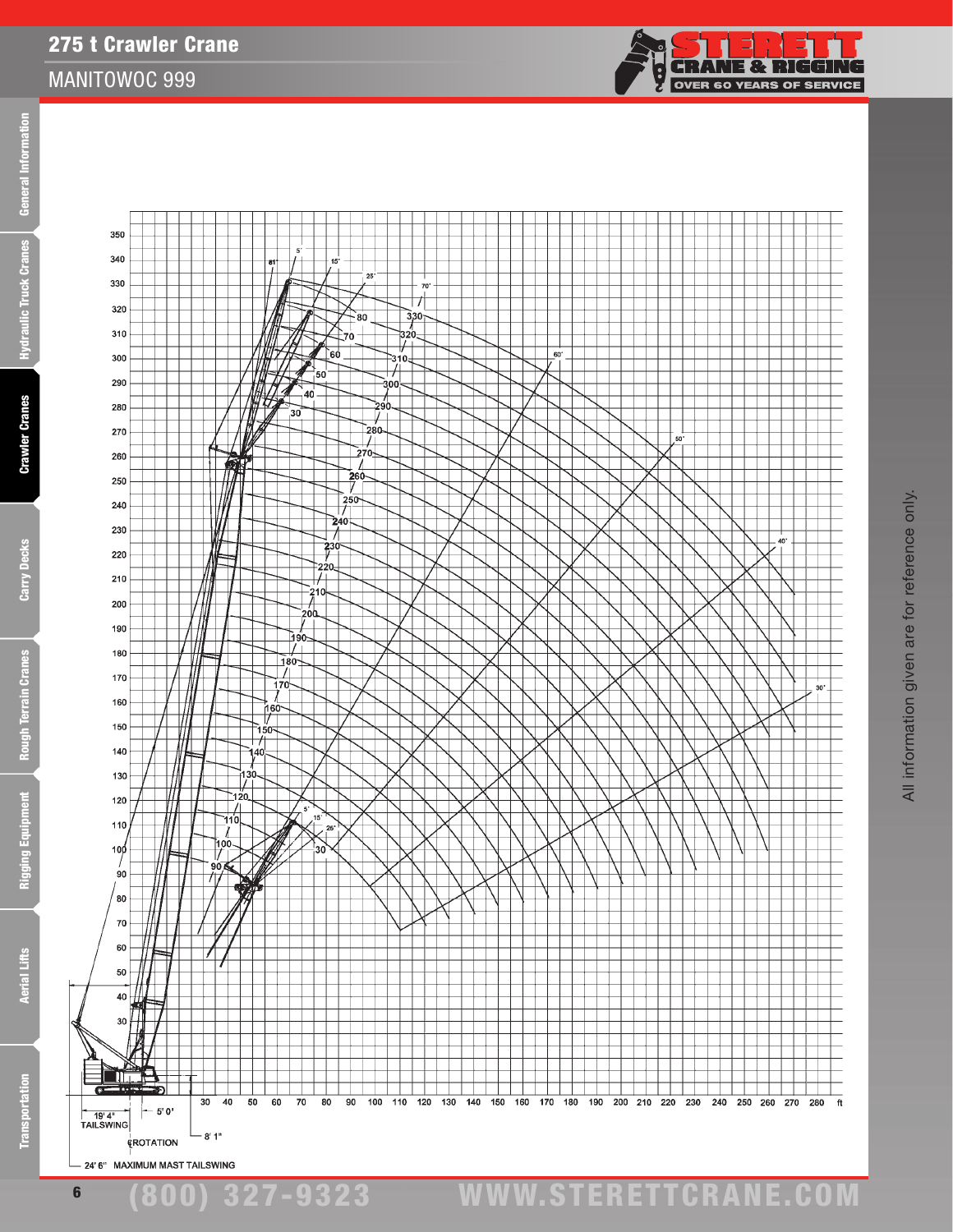# 275 t Crawler Crane

## MANITOWOC 999

19' 4" TAILSWING

5' 0"

8' 1"

℄ROTATION

24' 6" MAXIMUM MAST TAILSWING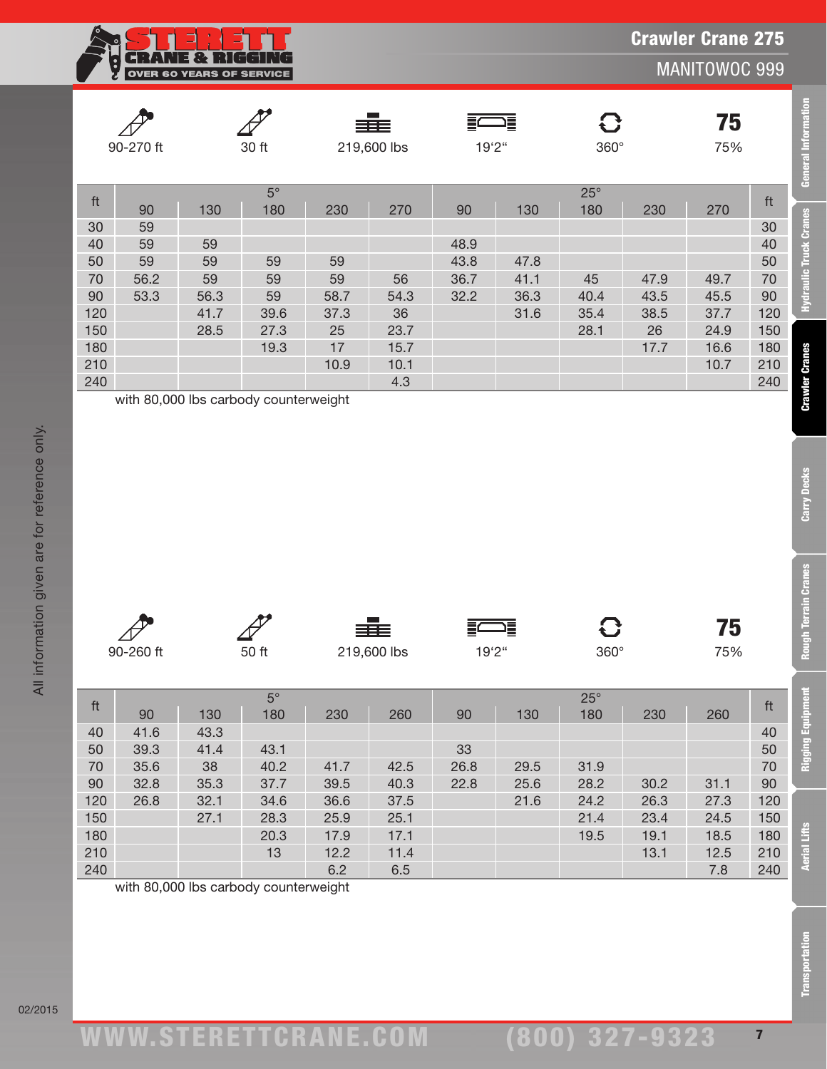# Crawler Crane 275

## MANITOWOC 999

| 90-270 ft | 30 ft | 219,600 lbs | 19'2" | 360° | 75 75% |
|---|---|---|---|---|---|

| ft | 5° | | | | | 25° | | | | | ft |
|---|---|---|---|---|---|---|---|---|---|---|---|
| | 90 | 130 | 180 | 230 | 270 | 90 | 130 | 180 | 230 | 270 | |
| 30 | 59 | | | | | | | | | | 30 |
| 40 | 59 | 59 | | | | 48.9 | | | | | 40 |
| 50 | 59 | 59 | 59 | 59 | | 43.8 | 47.8 | | | | 50 |
| 70 | 56.2 | 59 | 59 | 59 | 56 | 36.7 | 41.1 | 45 | 47.9 | 49.7 | 70 |
| 90 | 53.3 | 56.3 | 59 | 58.7 | 54.3 | 32.2 | 36.3 | 40.4 | 43.5 | 45.5 | 90 |
| 120 | | 41.7 | 39.6 | 37.3 | 36 | | 31.6 | 35.4 | 38.5 | 37.7 | 120 |
| 150 | | 28.5 | 27.3 | 25 | 23.7 | | | 28.1 | 26 | 24.9 | 150 |
| 180 | | | 19.3 | 17 | 15.7 | | | | 17.7 | 16.6 | 180 |
| 210 | | | | 10.9 | 10.1 | | | | | 10.7 | 210 |
| 240 | | | | | 4.3 | | | | | | 240 |

with 80,000 lbs carbody counterweight

| 90-260 ft | 50 ft | 219,600 lbs | 19'2" | 360° | 75 75% |
|---|---|---|---|---|---|

| ft | 5° | | | | | 25° | | | | | ft |
|---|---|---|---|---|---|---|---|---|---|---|---|
| | 90 | 130 | 180 | 230 | 260 | 90 | 130 | 180 | 230 | 260 | |
| 40 | 41.6 | 43.3 | | | | | | | | | 40 |
| 50 | 39.3 | 41.4 | 43.1 | | | 33 | | | | | 50 |
| 70 | 35.6 | 38 | 40.2 | 41.7 | 42.5 | 26.8 | 29.5 | 31.9 | | | 70 |
| 90 | 32.8 | 35.3 | 37.7 | 39.5 | 40.3 | 22.8 | 25.6 | 28.2 | 30.2 | 31.1 | 90 |
| 120 | 26.8 | 32.1 | 34.6 | 36.6 | 37.5 | | 21.6 | 24.2 | 26.3 | 27.3 | 120 |
| 150 | | 27.1 | 28.3 | 25.9 | 25.1 | | | 21.4 | 23.4 | 24.5 | 150 |
| 180 | | | 20.3 | 17.9 | 17.1 | | | 19.5 | 19.1 | 18.5 | 180 |
| 210 | | | 13 | 12.2 | 11.4 | | | | 13.1 | 12.5 | 210 |
| 240 | | | | 6.2 | 6.5 | | | | | 7.8 | 240 |

with 80,000 lbs carbody counterweight

All information given are for reference only.

02/2015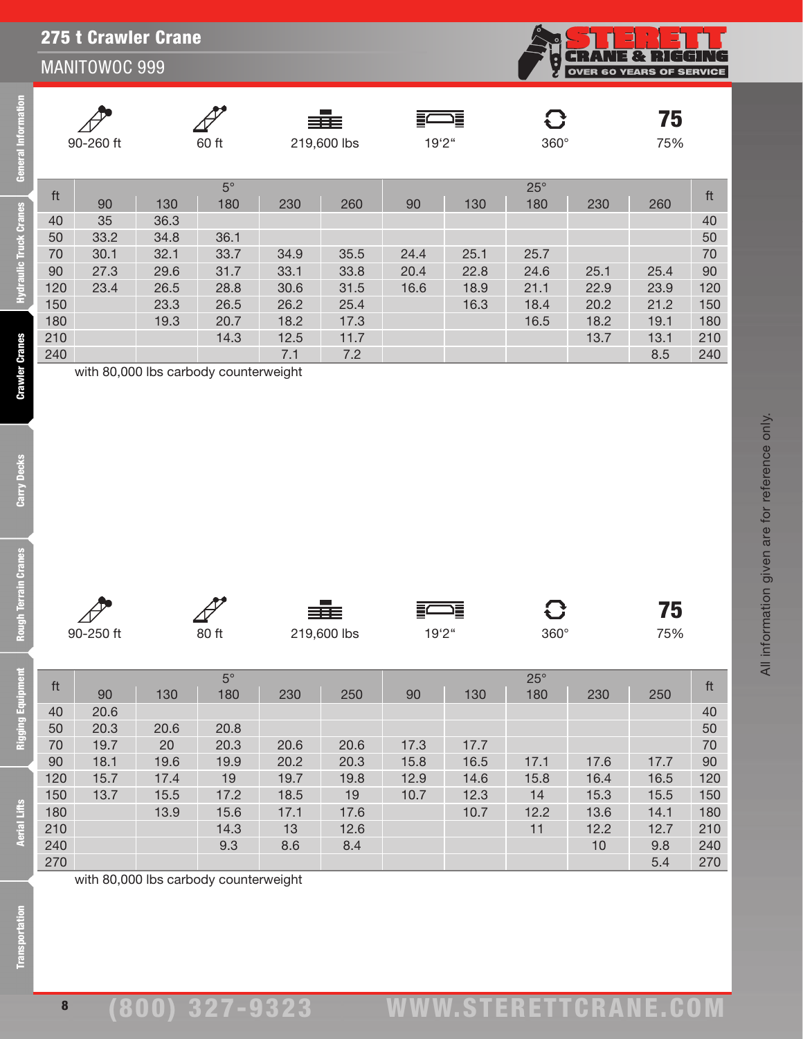# 275 t Crawler Crane

## MANITOWOC 999

90-260 ft | 60 ft | 219,600 lbs | 19'2" | 360° | 75%

| ft | 5° | | | | | 25° | | | | | ft |
|---|---|---|---|---|---|---|---|---|---|---|---|
| | 90 | 130 | 180 | 230 | 260 | 90 | 130 | 180 | 230 | 260 | |
| 40 | 35 | 36.3 | | | | | | | | | 40 |
| 50 | 33.2 | 34.8 | 36.1 | | | | | | | | 50 |
| 70 | 30.1 | 32.1 | 33.7 | 34.9 | 35.5 | 24.4 | 25.1 | 25.7 | | | 70 |
| 90 | 27.3 | 29.6 | 31.7 | 33.1 | 33.8 | 20.4 | 22.8 | 24.6 | 25.1 | 25.4 | 90 |
| 120 | 23.4 | 26.5 | 28.8 | 30.6 | 31.5 | 16.6 | 18.9 | 21.1 | 22.9 | 23.9 | 120 |
| 150 | | 23.3 | 26.5 | 26.2 | 25.4 | | 16.3 | 18.4 | 20.2 | 21.2 | 150 |
| 180 | | 19.3 | 20.7 | 18.2 | 17.3 | | | 16.5 | 18.2 | 19.1 | 180 |
| 210 | | | 14.3 | 12.5 | 11.7 | | | | 13.7 | 13.1 | 210 |
| 240 | | | | 7.1 | 7.2 | | | | | 8.5 | 240 |

with 80,000 lbs carbody counterweight

90-250 ft | 80 ft | 219,600 lbs | 19'2" | 360° | 75%

| ft | 5° | | | | | 25° | | | | | ft |
|---|---|---|---|---|---|---|---|---|---|---|---|
| | 90 | 130 | 180 | 230 | 250 | 90 | 130 | 180 | 230 | 250 | |
| 40 | 20.6 | | | | | | | | | | 40 |
| 50 | 20.3 | 20.6 | 20.8 | | | | | | | | 50 |
| 70 | 19.7 | 20 | 20.3 | 20.6 | 20.6 | 17.3 | 17.7 | | | | 70 |
| 90 | 18.1 | 19.6 | 19.9 | 20.2 | 20.3 | 15.8 | 16.5 | 17.1 | 17.6 | 17.7 | 90 |
| 120 | 15.7 | 17.4 | 19 | 19.7 | 19.8 | 12.9 | 14.6 | 15.8 | 16.4 | 16.5 | 120 |
| 150 | 13.7 | 15.5 | 17.2 | 18.5 | 19 | 10.7 | 12.3 | 14 | 15.3 | 15.5 | 150 |
| 180 | | 13.9 | 15.6 | 17.1 | 17.6 | | 10.7 | 12.2 | 13.6 | 14.1 | 180 |
| 210 | | | 14.3 | 13 | 12.6 | | | 11 | 12.2 | 12.7 | 210 |
| 240 | | | 9.3 | 8.6 | 8.4 | | | | 10 | 9.8 | 240 |
| 270 | | | | | | | | | | 5.4 | 270 |

with 80,000 lbs carbody counterweight

All information given are for reference only.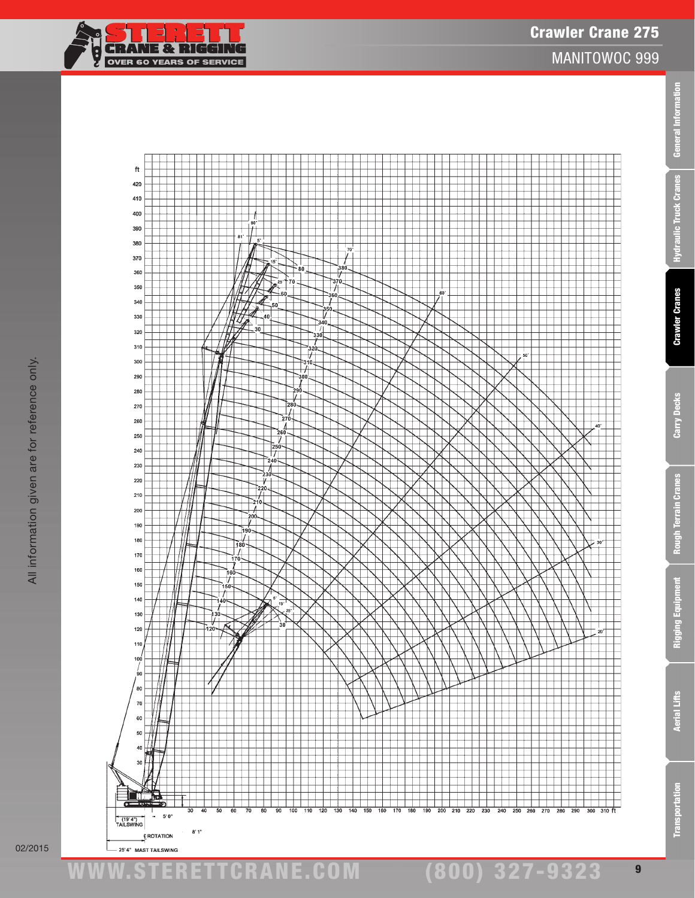# Crawler Crane 275

## MANITOWOC 999

All information given are for reference only.

ft

420 410 400 390 380 370 360 350 340 330 320 310 300 290 280 270 260 250 240 230 220 210 200 190 180 170 160 150 140 130 120 110 100 90 80 70 60 50 40 30

30 40 50 60 70 80 90 100 110 120 130 140 150 160 170 180 190 200 210 220 230 240 250 260 270 280 290 300 310 ft

80° 81° 5° 15° 25° 70° 60° 50° 40° 30° 20°

80 70 60 50 40 30

380 370 360 350 340 330 320 310 300 290 280 270 260 250 240 230 220 210 200 190 180 170 160 150 140 130 120

5° 15° 25° 30

(19' 4") TAILSWING

5' 0"

8' 1"

℄ ROTATION

25' 4" MAST TAILSWING

02/2015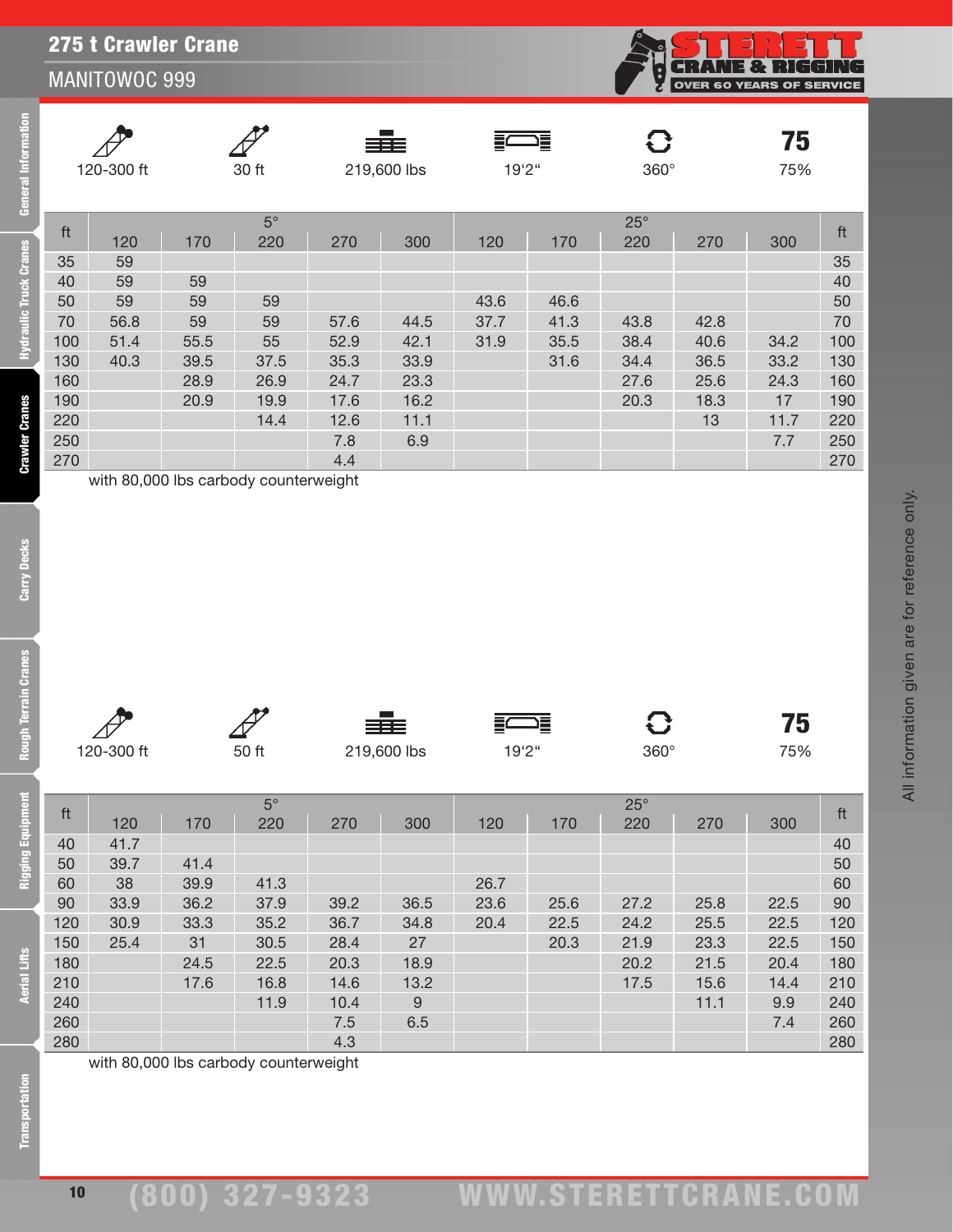# 275 t Crawler Crane

## MANITOWOC 999

| 120-300 ft | 30 ft | 219,600 lbs | 19'2" | 360° | 75% |
|---|---|---|---|---|---|

| ft | 5° | | | | | 25° | | | | | ft |
|---|---|---|---|---|---|---|---|---|---|---|---|
| | 120 | 170 | 220 | 270 | 300 | 120 | 170 | 220 | 270 | 300 | |
| 35 | 59 | | | | | | | | | | 35 |
| 40 | 59 | 59 | | | | | | | | | 40 |
| 50 | 59 | 59 | 59 | | | 43.6 | 46.6 | | | | 50 |
| 70 | 56.8 | 59 | 59 | 57.6 | 44.5 | 37.7 | 41.3 | 43.8 | 42.8 | | 70 |
| 100 | 51.4 | 55.5 | 55 | 52.9 | 42.1 | 31.9 | 35.5 | 38.4 | 40.6 | 34.2 | 100 |
| 130 | 40.3 | 39.5 | 37.5 | 35.3 | 33.9 | | 31.6 | 34.4 | 36.5 | 33.2 | 130 |
| 160 | | 28.9 | 26.9 | 24.7 | 23.3 | | | 27.6 | 25.6 | 24.3 | 160 |
| 190 | | 20.9 | 19.9 | 17.6 | 16.2 | | | 20.3 | 18.3 | 17 | 190 |
| 220 | | | 14.4 | 12.6 | 11.1 | | | | 13 | 11.7 | 220 |
| 250 | | | | 7.8 | 6.9 | | | | | 7.7 | 250 |
| 270 | | | | 4.4 | | | | | | | 270 |

with 80,000 lbs carbody counterweight

| 120-300 ft | 50 ft | 219,600 lbs | 19'2" | 360° | 75% |
|---|---|---|---|---|---|

| ft | 5° | | | | | 25° | | | | | ft |
|---|---|---|---|---|---|---|---|---|---|---|---|
| | 120 | 170 | 220 | 270 | 300 | 120 | 170 | 220 | 270 | 300 | |
| 40 | 41.7 | | | | | | | | | | 40 |
| 50 | 39.7 | 41.4 | | | | | | | | | 50 |
| 60 | 38 | 39.9 | 41.3 | | | 26.7 | | | | | 60 |
| 90 | 33.9 | 36.2 | 37.9 | 39.2 | 36.5 | 23.6 | 25.6 | 27.2 | 25.8 | 22.5 | 90 |
| 120 | 30.9 | 33.3 | 35.2 | 36.7 | 34.8 | 20.4 | 22.5 | 24.2 | 25.5 | 22.5 | 120 |
| 150 | 25.4 | 31 | 30.5 | 28.4 | 27 | | 20.3 | 21.9 | 23.3 | 22.5 | 150 |
| 180 | | 24.5 | 22.5 | 20.3 | 18.9 | | | 20.2 | 21.5 | 20.4 | 180 |
| 210 | | 17.6 | 16.8 | 14.6 | 13.2 | | | 17.5 | 15.6 | 14.4 | 210 |
| 240 | | | 11.9 | 10.4 | 9 | | | | 11.1 | 9.9 | 240 |
| 260 | | | | 7.5 | 6.5 | | | | | 7.4 | 260 |
| 280 | | | | 4.3 | | | | | | | 280 |

with 80,000 lbs carbody counterweight

All information given are for reference only.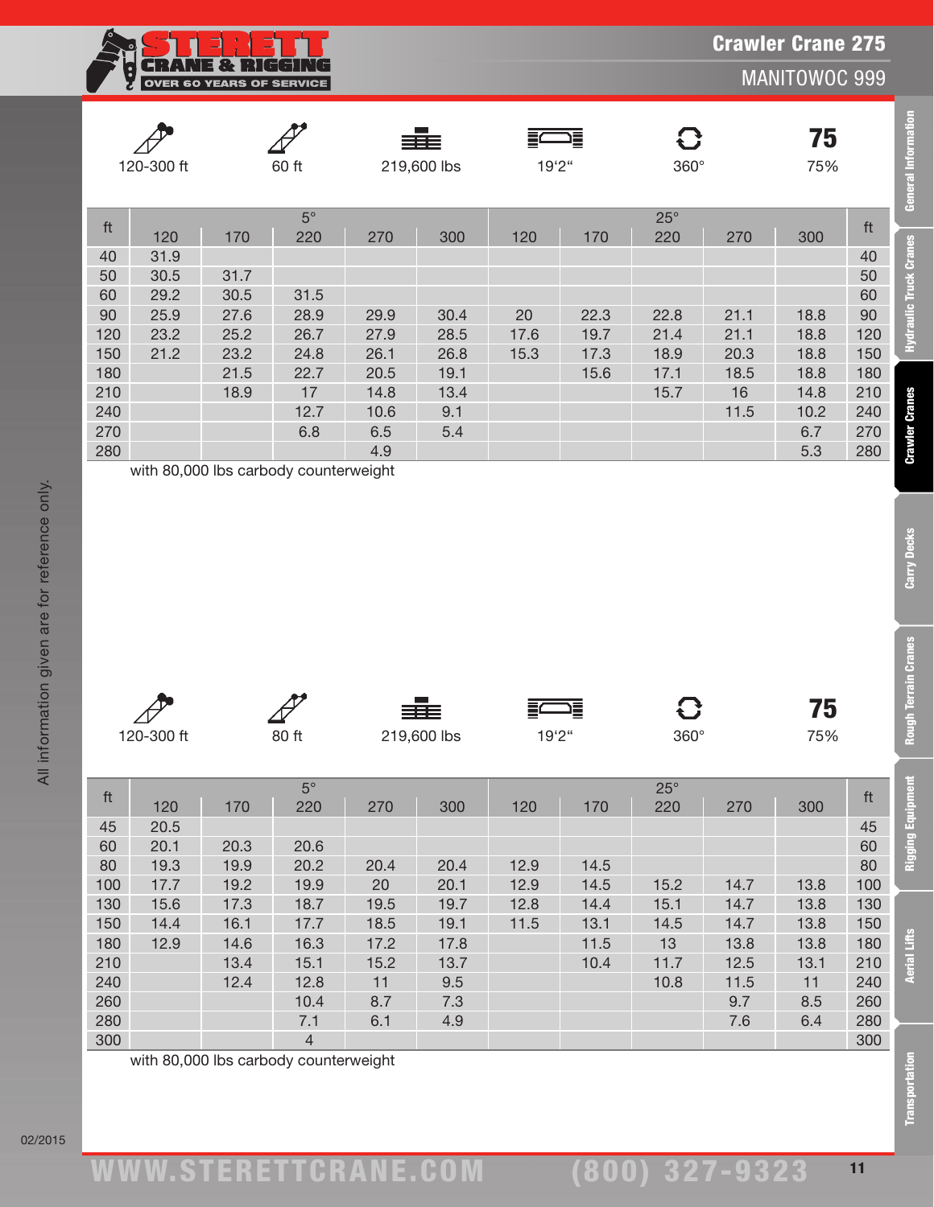# Crawler Crane 275

## MANITOWOC 999

120-300 ft | 60 ft | 219,600 lbs | 19'2" | 360° | 75%

| ft | 5° | | | | | 25° | | | | | ft |
|---|---|---|---|---|---|---|---|---|---|---|---|
| | 120 | 170 | 220 | 270 | 300 | 120 | 170 | 220 | 270 | 300 | |
| 40 | 31.9 | | | | | | | | | | 40 |
| 50 | 30.5 | 31.7 | | | | | | | | | 50 |
| 60 | 29.2 | 30.5 | 31.5 | | | | | | | | 60 |
| 90 | 25.9 | 27.6 | 28.9 | 29.9 | 30.4 | 20 | 22.3 | 22.8 | 21.1 | 18.8 | 90 |
| 120 | 23.2 | 25.2 | 26.7 | 27.9 | 28.5 | 17.6 | 19.7 | 21.4 | 21.1 | 18.8 | 120 |
| 150 | 21.2 | 23.2 | 24.8 | 26.1 | 26.8 | 15.3 | 17.3 | 18.9 | 20.3 | 18.8 | 150 |
| 180 | | 21.5 | 22.7 | 20.5 | 19.1 | | 15.6 | 17.1 | 18.5 | 18.8 | 180 |
| 210 | | 18.9 | 17 | 14.8 | 13.4 | | | 15.7 | 16 | 14.8 | 210 |
| 240 | | | 12.7 | 10.6 | 9.1 | | | | 11.5 | 10.2 | 240 |
| 270 | | | 6.8 | 6.5 | 5.4 | | | | | 6.7 | 270 |
| 280 | | | | 4.9 | | | | | | 5.3 | 280 |

with 80,000 lbs carbody counterweight

120-300 ft | 80 ft | 219,600 lbs | 19'2" | 360° | 75%

| ft | 5° | | | | | 25° | | | | | ft |
|---|---|---|---|---|---|---|---|---|---|---|---|
| | 120 | 170 | 220 | 270 | 300 | 120 | 170 | 220 | 270 | 300 | |
| 45 | 20.5 | | | | | | | | | | 45 |
| 60 | 20.1 | 20.3 | 20.6 | | | | | | | | 60 |
| 80 | 19.3 | 19.9 | 20.2 | 20.4 | 20.4 | 12.9 | 14.5 | | | | 80 |
| 100 | 17.7 | 19.2 | 19.9 | 20 | 20.1 | 12.9 | 14.5 | 15.2 | 14.7 | 13.8 | 100 |
| 130 | 15.6 | 17.3 | 18.7 | 19.5 | 19.7 | 12.8 | 14.4 | 15.1 | 14.7 | 13.8 | 130 |
| 150 | 14.4 | 16.1 | 17.7 | 18.5 | 19.1 | 11.5 | 13.1 | 14.5 | 14.7 | 13.8 | 150 |
| 180 | 12.9 | 14.6 | 16.3 | 17.2 | 17.8 | | 11.5 | 13 | 13.8 | 13.8 | 180 |
| 210 | | 13.4 | 15.1 | 15.2 | 13.7 | | 10.4 | 11.7 | 12.5 | 13.1 | 210 |
| 240 | | 12.4 | 12.8 | 11 | 9.5 | | | 10.8 | 11.5 | 11 | 240 |
| 260 | | | 10.4 | 8.7 | 7.3 | | | | 9.7 | 8.5 | 260 |
| 280 | | | 7.1 | 6.1 | 4.9 | | | | 7.6 | 6.4 | 280 |
| 300 | | | 4 | | | | | | | | 300 |

with 80,000 lbs carbody counterweight

All information given are for reference only.

02/2015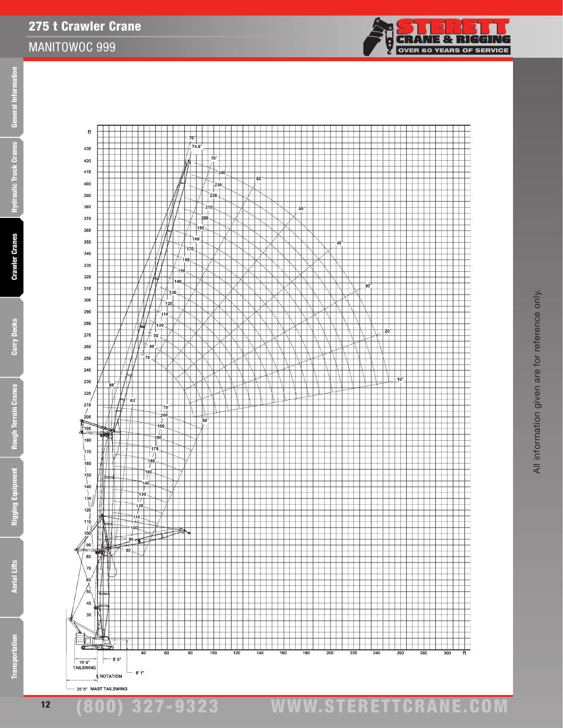# 275 t Crawler Crane

## MANITOWOC 999

All information given are for reference only.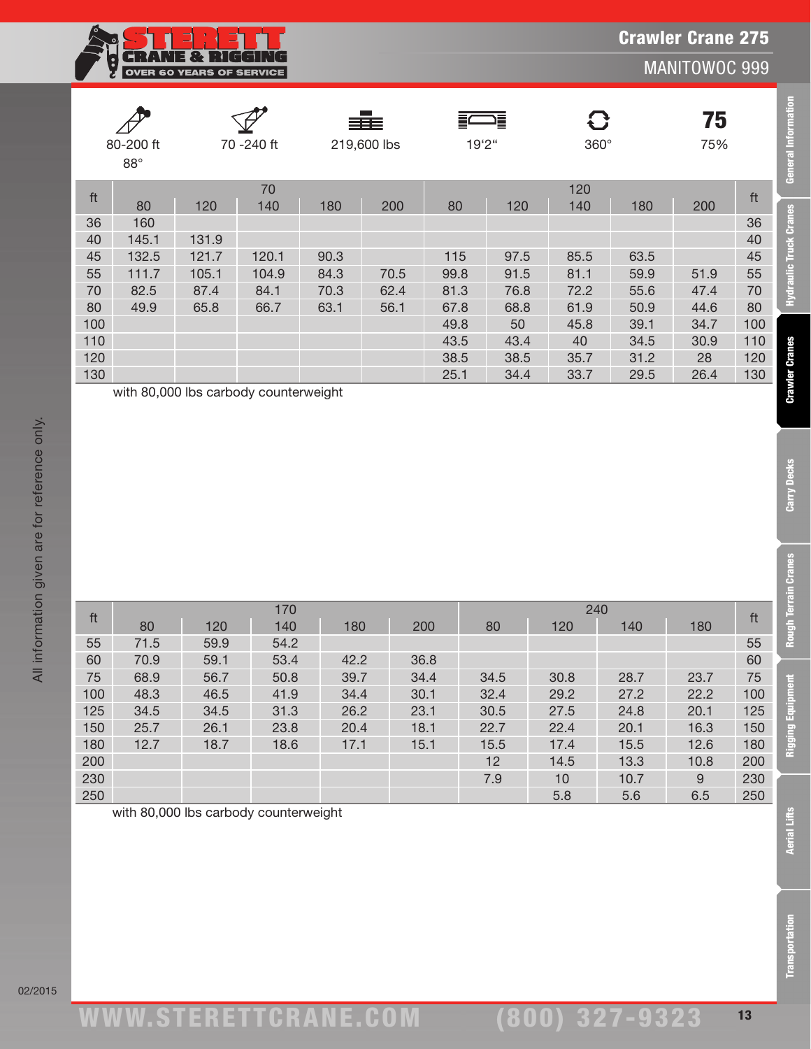# Crawler Crane 275

## MANITOWOC 999

| 80-200 ft 88° | 70 -240 ft | 219,600 lbs | 19'2" | 360° | 75% |
|---|---|---|---|---|---|

| ft | 70 | | | | | 120 | | | | | ft |
|---|---|---|---|---|---|---|---|---|---|---|---|
| | 80 | 120 | 140 | 180 | 200 | 80 | 120 | 140 | 180 | 200 | |
| 36 | 160 | | | | | | | | | | 36 |
| 40 | 145.1 | 131.9 | | | | | | | | | 40 |
| 45 | 132.5 | 121.7 | 120.1 | 90.3 | | 115 | 97.5 | 85.5 | 63.5 | | 45 |
| 55 | 111.7 | 105.1 | 104.9 | 84.3 | 70.5 | 99.8 | 91.5 | 81.1 | 59.9 | 51.9 | 55 |
| 70 | 82.5 | 87.4 | 84.1 | 70.3 | 62.4 | 81.3 | 76.8 | 72.2 | 55.6 | 47.4 | 70 |
| 80 | 49.9 | 65.8 | 66.7 | 63.1 | 56.1 | 67.8 | 68.8 | 61.9 | 50.9 | 44.6 | 80 |
| 100 | | | | | | 49.8 | 50 | 45.8 | 39.1 | 34.7 | 100 |
| 110 | | | | | | 43.5 | 43.4 | 40 | 34.5 | 30.9 | 110 |
| 120 | | | | | | 38.5 | 38.5 | 35.7 | 31.2 | 28 | 120 |
| 130 | | | | | | 25.1 | 34.4 | 33.7 | 29.5 | 26.4 | 130 |

with 80,000 lbs carbody counterweight

| ft | 170 | | | | | 240 | | | | ft |
|---|---|---|---|---|---|---|---|---|---|---|
| | 80 | 120 | 140 | 180 | 200 | 80 | 120 | 140 | 180 | |
| 55 | 71.5 | 59.9 | 54.2 | | | | | | | 55 |
| 60 | 70.9 | 59.1 | 53.4 | 42.2 | 36.8 | | | | | 60 |
| 75 | 68.9 | 56.7 | 50.8 | 39.7 | 34.4 | 34.5 | 30.8 | 28.7 | 23.7 | 75 |
| 100 | 48.3 | 46.5 | 41.9 | 34.4 | 30.1 | 32.4 | 29.2 | 27.2 | 22.2 | 100 |
| 125 | 34.5 | 34.5 | 31.3 | 26.2 | 23.1 | 30.5 | 27.5 | 24.8 | 20.1 | 125 |
| 150 | 25.7 | 26.1 | 23.8 | 20.4 | 18.1 | 22.7 | 22.4 | 20.1 | 16.3 | 150 |
| 180 | 12.7 | 18.7 | 18.6 | 17.1 | 15.1 | 15.5 | 17.4 | 15.5 | 12.6 | 180 |
| 200 | | | | | | 12 | 14.5 | 13.3 | 10.8 | 200 |
| 230 | | | | | | 7.9 | 10 | 10.7 | 9 | 230 |
| 250 | | | | | | | 5.8 | 5.6 | 6.5 | 250 |

with 80,000 lbs carbody counterweight

All information given are for reference only.

02/2015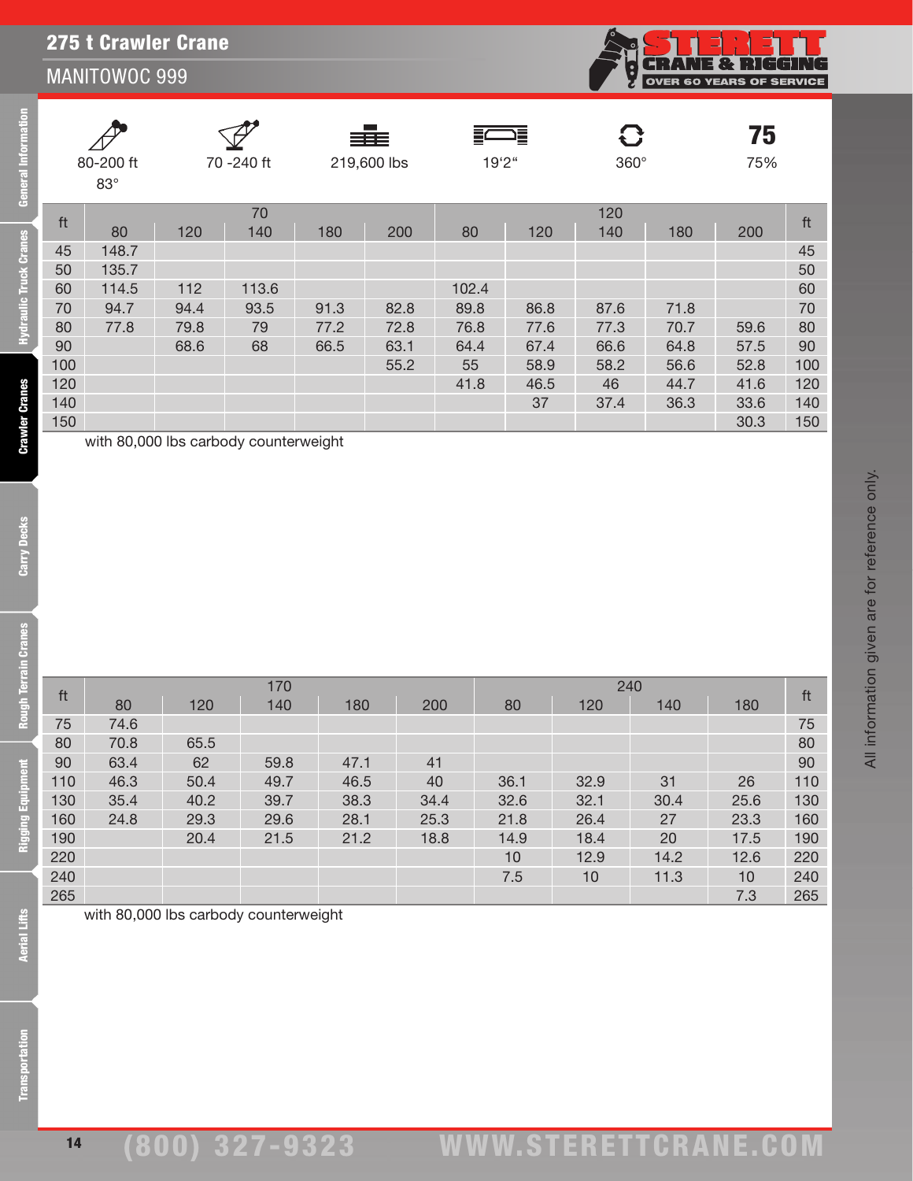## 275 t Crawler Crane

MANITOWOC 999

| 80-200 ft 83° | 70 -240 ft | 219,600 lbs | 19'2" | 360° | 75 75% |
|---|---|---|---|---|---|

| ft | 70 | | | | | 120 | | | | | ft |
|---|---|---|---|---|---|---|---|---|---|---|---|
| | 80 | 120 | 140 | 180 | 200 | 80 | 120 | 140 | 180 | 200 | |
| 45 | 148.7 | | | | | | | | | | 45 |
| 50 | 135.7 | | | | | | | | | | 50 |
| 60 | 114.5 | 112 | 113.6 | | | 102.4 | | | | | 60 |
| 70 | 94.7 | 94.4 | 93.5 | 91.3 | 82.8 | 89.8 | 86.8 | 87.6 | 71.8 | | 70 |
| 80 | 77.8 | 79.8 | 79 | 77.2 | 72.8 | 76.8 | 77.6 | 77.3 | 70.7 | 59.6 | 80 |
| 90 | | 68.6 | 68 | 66.5 | 63.1 | 64.4 | 67.4 | 66.6 | 64.8 | 57.5 | 90 |
| 100 | | | | | 55.2 | 55 | 58.9 | 58.2 | 56.6 | 52.8 | 100 |
| 120 | | | | | | 41.8 | 46.5 | 46 | 44.7 | 41.6 | 120 |
| 140 | | | | | | | 37 | 37.4 | 36.3 | 33.6 | 140 |
| 150 | | | | | | | | | | 30.3 | 150 |

with 80,000 lbs carbody counterweight

| ft | 170 | | | | | 240 | | | | ft |
|---|---|---|---|---|---|---|---|---|---|---|
| | 80 | 120 | 140 | 180 | 200 | 80 | 120 | 140 | 180 | |
| 75 | 74.6 | | | | | | | | | 75 |
| 80 | 70.8 | 65.5 | | | | | | | | 80 |
| 90 | 63.4 | 62 | 59.8 | 47.1 | 41 | | | | | 90 |
| 110 | 46.3 | 50.4 | 49.7 | 46.5 | 40 | 36.1 | 32.9 | 31 | 26 | 110 |
| 130 | 35.4 | 40.2 | 39.7 | 38.3 | 34.4 | 32.6 | 32.1 | 30.4 | 25.6 | 130 |
| 160 | 24.8 | 29.3 | 29.6 | 28.1 | 25.3 | 21.8 | 26.4 | 27 | 23.3 | 160 |
| 190 | | 20.4 | 21.5 | 21.2 | 18.8 | 14.9 | 18.4 | 20 | 17.5 | 190 |
| 220 | | | | | | 10 | 12.9 | 14.2 | 12.6 | 220 |
| 240 | | | | | | 7.5 | 10 | 11.3 | 10 | 240 |
| 265 | | | | | | | | | 7.3 | 265 |

with 80,000 lbs carbody counterweight

All information given are for reference only.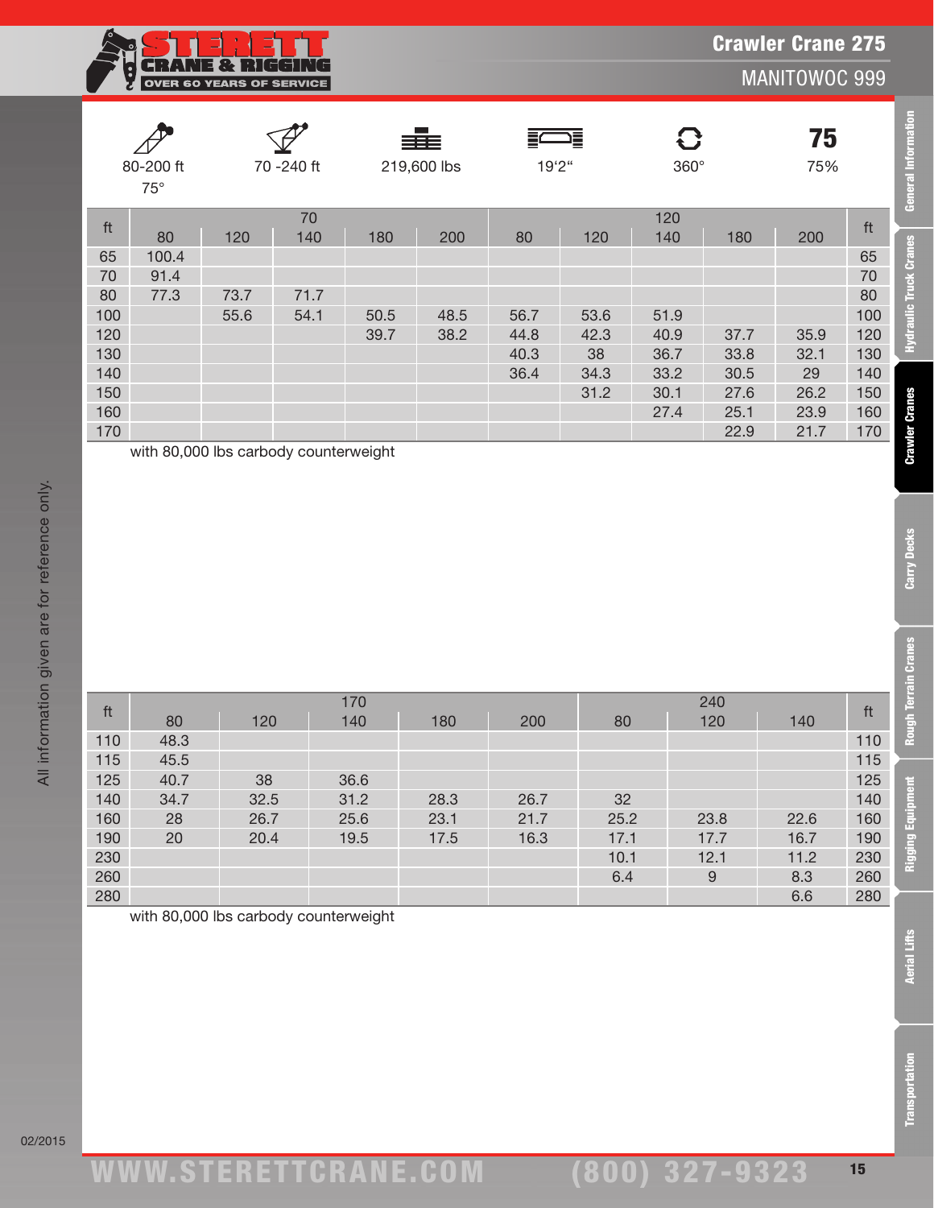# Crawler Crane 275

## MANITOWOC 999

| | | | | | |
|---|---|---|---|---|---|
| 80-200 ft 75° | 70 -240 ft | 219,600 lbs | 19'2" | 360° | **75** 75% |

| ft | 70 | | | | | 120 | | | | | ft |
|---|---|---|---|---|---|---|---|---|---|---|---|
| | 80 | 120 | 140 | 180 | 200 | 80 | 120 | 140 | 180 | 200 | |
| 65 | 100.4 | | | | | | | | | | 65 |
| 70 | 91.4 | | | | | | | | | | 70 |
| 80 | 77.3 | 73.7 | 71.7 | | | | | | | | 80 |
| 100 | | 55.6 | 54.1 | 50.5 | 48.5 | 56.7 | 53.6 | 51.9 | | | 100 |
| 120 | | | | 39.7 | 38.2 | 44.8 | 42.3 | 40.9 | 37.7 | 35.9 | 120 |
| 130 | | | | | | 40.3 | 38 | 36.7 | 33.8 | 32.1 | 130 |
| 140 | | | | | | 36.4 | 34.3 | 33.2 | 30.5 | 29 | 140 |
| 150 | | | | | | | 31.2 | 30.1 | 27.6 | 26.2 | 150 |
| 160 | | | | | | | | 27.4 | 25.1 | 23.9 | 160 |
| 170 | | | | | | | | | 22.9 | 21.7 | 170 |

with 80,000 lbs carbody counterweight

| ft | 170 | | | | | 240 | | | ft |
|---|---|---|---|---|---|---|---|---|---|
| | 80 | 120 | 140 | 180 | 200 | 80 | 120 | 140 | |
| 110 | 48.3 | | | | | | | | 110 |
| 115 | 45.5 | | | | | | | | 115 |
| 125 | 40.7 | 38 | 36.6 | | | | | | 125 |
| 140 | 34.7 | 32.5 | 31.2 | 28.3 | 26.7 | 32 | | | 140 |
| 160 | 28 | 26.7 | 25.6 | 23.1 | 21.7 | 25.2 | 23.8 | 22.6 | 160 |
| 190 | 20 | 20.4 | 19.5 | 17.5 | 16.3 | 17.1 | 17.7 | 16.7 | 190 |
| 230 | | | | | | 10.1 | 12.1 | 11.2 | 230 |
| 260 | | | | | | 6.4 | 9 | 8.3 | 260 |
| 280 | | | | | | | | 6.6 | 280 |

with 80,000 lbs carbody counterweight

All information given are for reference only.

02/2015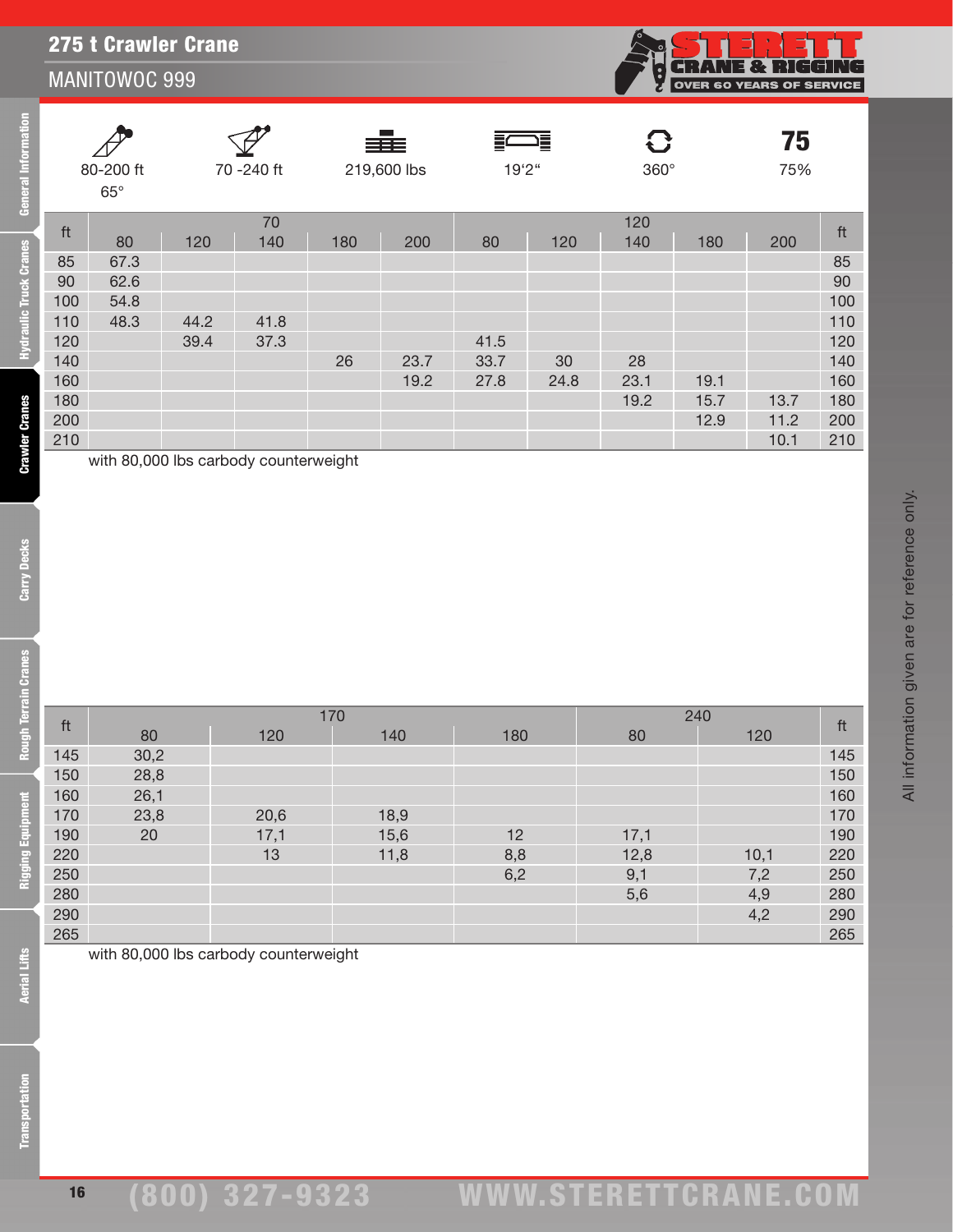# 275 t Crawler Crane

## MANITOWOC 999

| 80-200 ft 65° | 70 -240 ft | 219,600 lbs | 19'2" | 360° | 75 75% |
|---|---|---|---|---|---|

| ft | 70 | | | | | 120 | | | | | ft |
|---|---|---|---|---|---|---|---|---|---|---|---|
| | 80 | 120 | 140 | 180 | 200 | 80 | 120 | 140 | 180 | 200 | |
| 85 | 67.3 | | | | | | | | | | 85 |
| 90 | 62.6 | | | | | | | | | | 90 |
| 100 | 54.8 | | | | | | | | | | 100 |
| 110 | 48.3 | 44.2 | 41.8 | | | | | | | | 110 |
| 120 | | 39.4 | 37.3 | | | 41.5 | | | | | 120 |
| 140 | | | | 26 | 23.7 | 33.7 | 30 | 28 | | | 140 |
| 160 | | | | | 19.2 | 27.8 | 24.8 | 23.1 | 19.1 | | 160 |
| 180 | | | | | | | | 19.2 | 15.7 | 13.7 | 180 |
| 200 | | | | | | | | | 12.9 | 11.2 | 200 |
| 210 | | | | | | | | | | 10.1 | 210 |

with 80,000 lbs carbody counterweight

| ft | 170 | | | | 240 | | ft |
|---|---|---|---|---|---|---|---|
| | 80 | 120 | 140 | 180 | 80 | 120 | |
| 145 | 30,2 | | | | | | 145 |
| 150 | 28,8 | | | | | | 150 |
| 160 | 26,1 | | | | | | 160 |
| 170 | 23,8 | 20,6 | 18,9 | | | | 170 |
| 190 | 20 | 17,1 | 15,6 | 12 | 17,1 | | 190 |
| 220 | | 13 | 11,8 | 8,8 | 12,8 | 10,1 | 220 |
| 250 | | | | 6,2 | 9,1 | 7,2 | 250 |
| 280 | | | | | 5,6 | 4,9 | 280 |
| 290 | | | | | | 4,2 | 290 |
| 265 | | | | | | | 265 |

with 80,000 lbs carbody counterweight

All information given are for reference only.